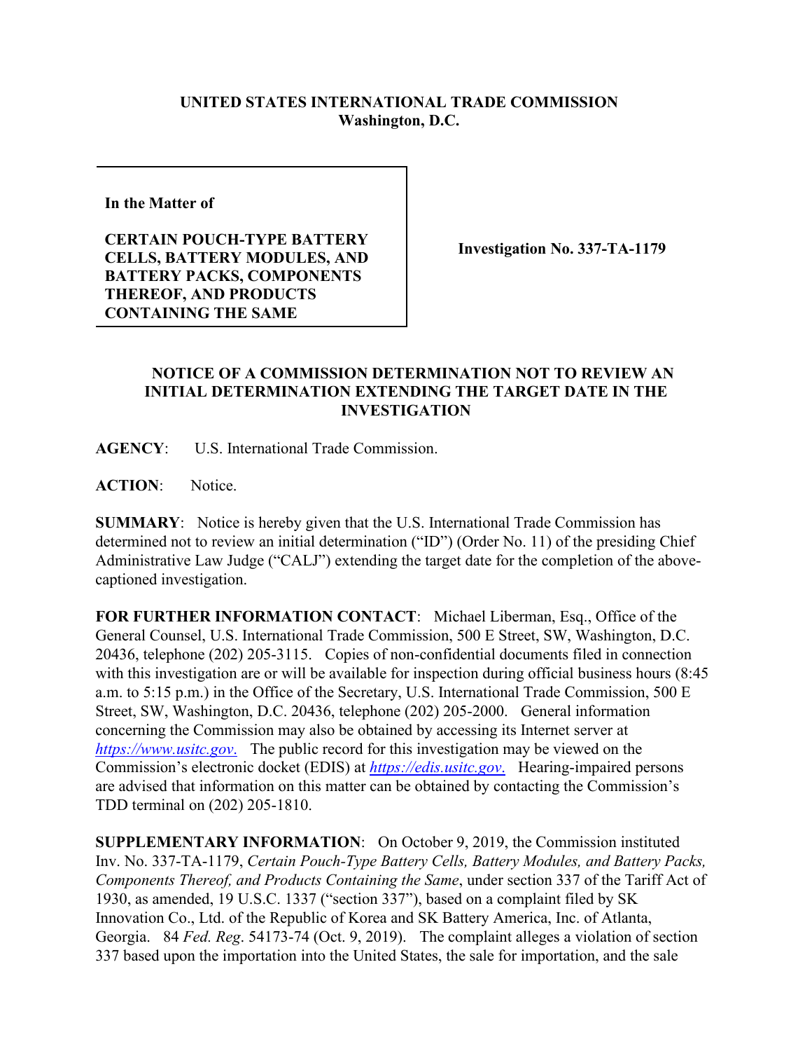**UNITED STATES INTERNATIONAL TRADE COMMISSION**
**Washington, D.C.**

| In the Matter of<br><br>**CERTAIN POUCH-TYPE BATTERY CELLS, BATTERY MODULES, AND BATTERY PACKS, COMPONENTS THEREOF, AND PRODUCTS CONTAINING THE SAME** | **Investigation No. 337-TA-1179** |
|---|---|

## NOTICE OF A COMMISSION DETERMINATION NOT TO REVIEW AN INITIAL DETERMINATION EXTENDING THE TARGET DATE IN THE INVESTIGATION

**AGENCY**: U.S. International Trade Commission.

**ACTION**: Notice.

**SUMMARY**: Notice is hereby given that the U.S. International Trade Commission has determined not to review an initial determination ("ID") (Order No. 11) of the presiding Chief Administrative Law Judge ("CALJ") extending the target date for the completion of the above-captioned investigation.

**FOR FURTHER INFORMATION CONTACT**: Michael Liberman, Esq., Office of the General Counsel, U.S. International Trade Commission, 500 E Street, SW, Washington, D.C. 20436, telephone (202) 205-3115. Copies of non-confidential documents filed in connection with this investigation are or will be available for inspection during official business hours (8:45 a.m. to 5:15 p.m.) in the Office of the Secretary, U.S. International Trade Commission, 500 E Street, SW, Washington, D.C. 20436, telephone (202) 205-2000. General information concerning the Commission may also be obtained by accessing its Internet server at *https://www.usitc.gov*. The public record for this investigation may be viewed on the Commission's electronic docket (EDIS) at *https://edis.usitc.gov*. Hearing-impaired persons are advised that information on this matter can be obtained by contacting the Commission's TDD terminal on (202) 205-1810.

**SUPPLEMENTARY INFORMATION**: On October 9, 2019, the Commission instituted Inv. No. 337-TA-1179, *Certain Pouch-Type Battery Cells, Battery Modules, and Battery Packs, Components Thereof, and Products Containing the Same*, under section 337 of the Tariff Act of 1930, as amended, 19 U.S.C. 1337 ("section 337"), based on a complaint filed by SK Innovation Co., Ltd. of the Republic of Korea and SK Battery America, Inc. of Atlanta, Georgia. 84 *Fed. Reg*. 54173-74 (Oct. 9, 2019). The complaint alleges a violation of section 337 based upon the importation into the United States, the sale for importation, and the sale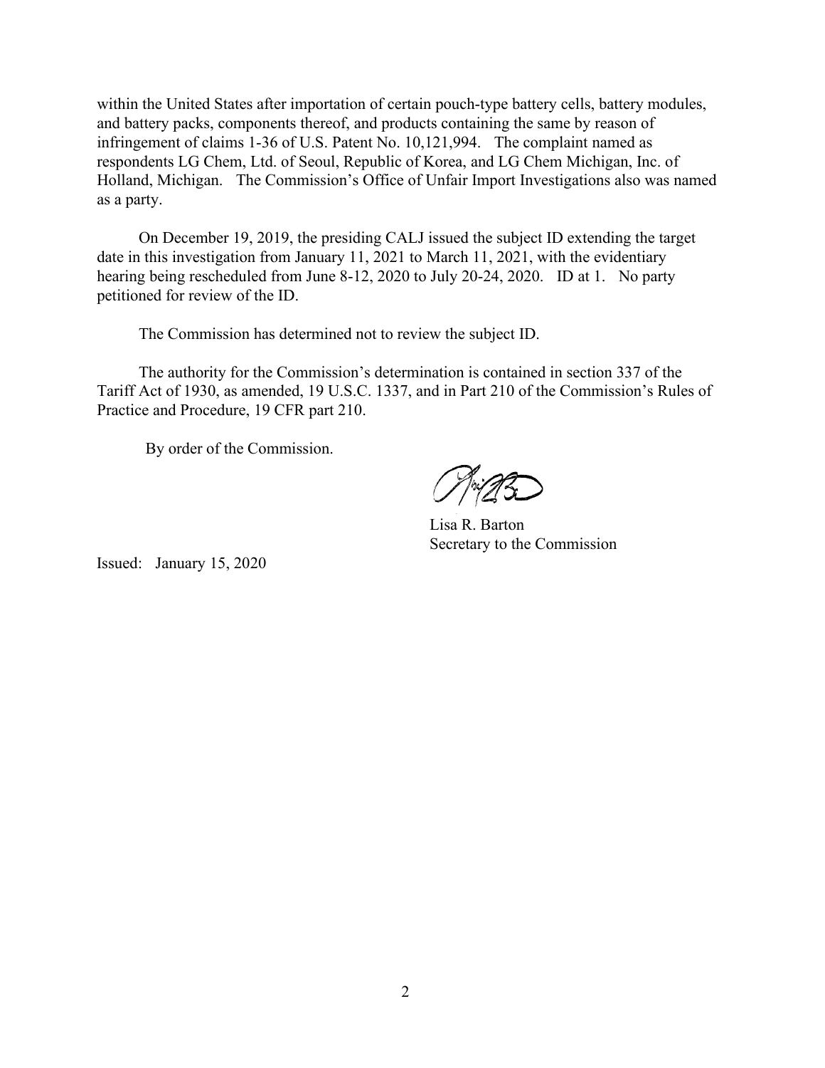within the United States after importation of certain pouch-type battery cells, battery modules, and battery packs, components thereof, and products containing the same by reason of infringement of claims 1-36 of U.S. Patent No. 10,121,994. The complaint named as respondents LG Chem, Ltd. of Seoul, Republic of Korea, and LG Chem Michigan, Inc. of Holland, Michigan. The Commission's Office of Unfair Import Investigations also was named as a party.

On December 19, 2019, the presiding CALJ issued the subject ID extending the target date in this investigation from January 11, 2021 to March 11, 2021, with the evidentiary hearing being rescheduled from June 8-12, 2020 to July 20-24, 2020. ID at 1. No party petitioned for review of the ID.

The Commission has determined not to review the subject ID.

The authority for the Commission's determination is contained in section 337 of the Tariff Act of 1930, as amended, 19 U.S.C. 1337, and in Part 210 of the Commission's Rules of Practice and Procedure, 19 CFR part 210.

By order of the Commission.

Lisa R. Barton
Secretary to the Commission

Issued: January 15, 2020